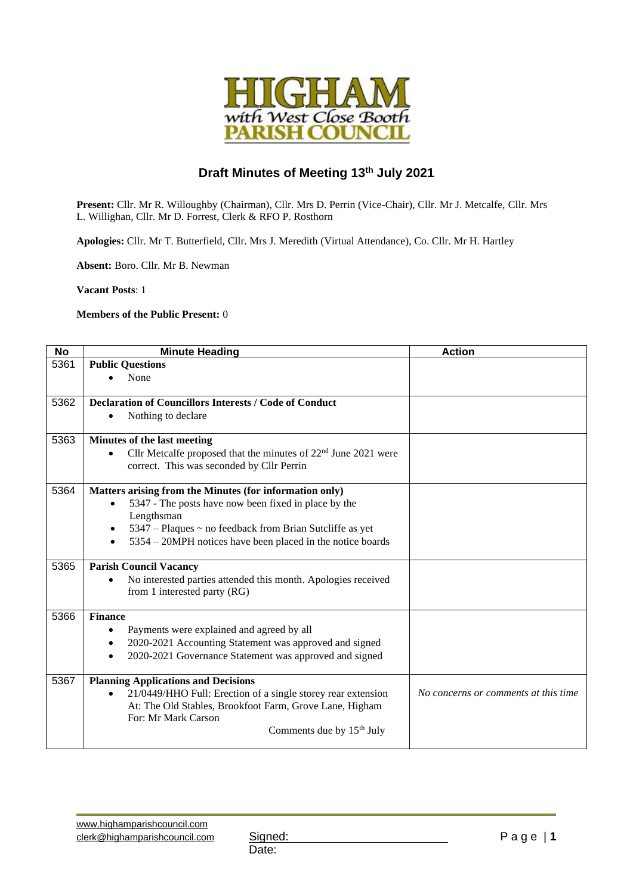# Draft Minutes of Meeting 13th July 2021

**Present:** Cllr. Mr R. Willoughby (Chairman), Cllr. Mrs D. Perrin (Vice-Chair), Cllr. Mr J. Metcalfe, Cllr. Mrs L. Willighan, Cllr. Mr D. Forrest, Clerk & RFO P. Rosthorn

**Apologies:** Cllr. Mr T. Butterfield, Cllr. Mrs J. Meredith (Virtual Attendance), Co. Cllr. Mr H. Hartley

**Absent:** Boro. Cllr. Mr B. Newman

**Vacant Posts**: 1

**Members of the Public Present:** 0

| No | Minute Heading | Action |
|---|---|---|
| 5361 | **Public Questions**<br>• None | |
| 5362 | **Declaration of Councillors Interests / Code of Conduct**<br>• Nothing to declare | |
| 5363 | **Minutes of the last meeting**<br>• Cllr Metcalfe proposed that the minutes of 22nd June 2021 were correct. This was seconded by Cllr Perrin | |
| 5364 | **Matters arising from the Minutes (for information only)**<br>• 5347 - The posts have now been fixed in place by the Lengthsman<br>• 5347 – Plaques ~ no feedback from Brian Sutcliffe as yet<br>• 5354 – 20MPH notices have been placed in the notice boards | |
| 5365 | **Parish Council Vacancy**<br>• No interested parties attended this month. Apologies received from 1 interested party (RG) | |
| 5366 | **Finance**<br>• Payments were explained and agreed by all<br>• 2020-2021 Accounting Statement was approved and signed<br>• 2020-2021 Governance Statement was approved and signed | |
| 5367 | **Planning Applications and Decisions**<br>• 21/0449/HHO Full: Erection of a single storey rear extension At: The Old Stables, Brookfoot Farm, Grove Lane, Higham For: Mr Mark Carson<br>Comments due by 15th July | *No concerns or comments at this time* |

Signed:

Date: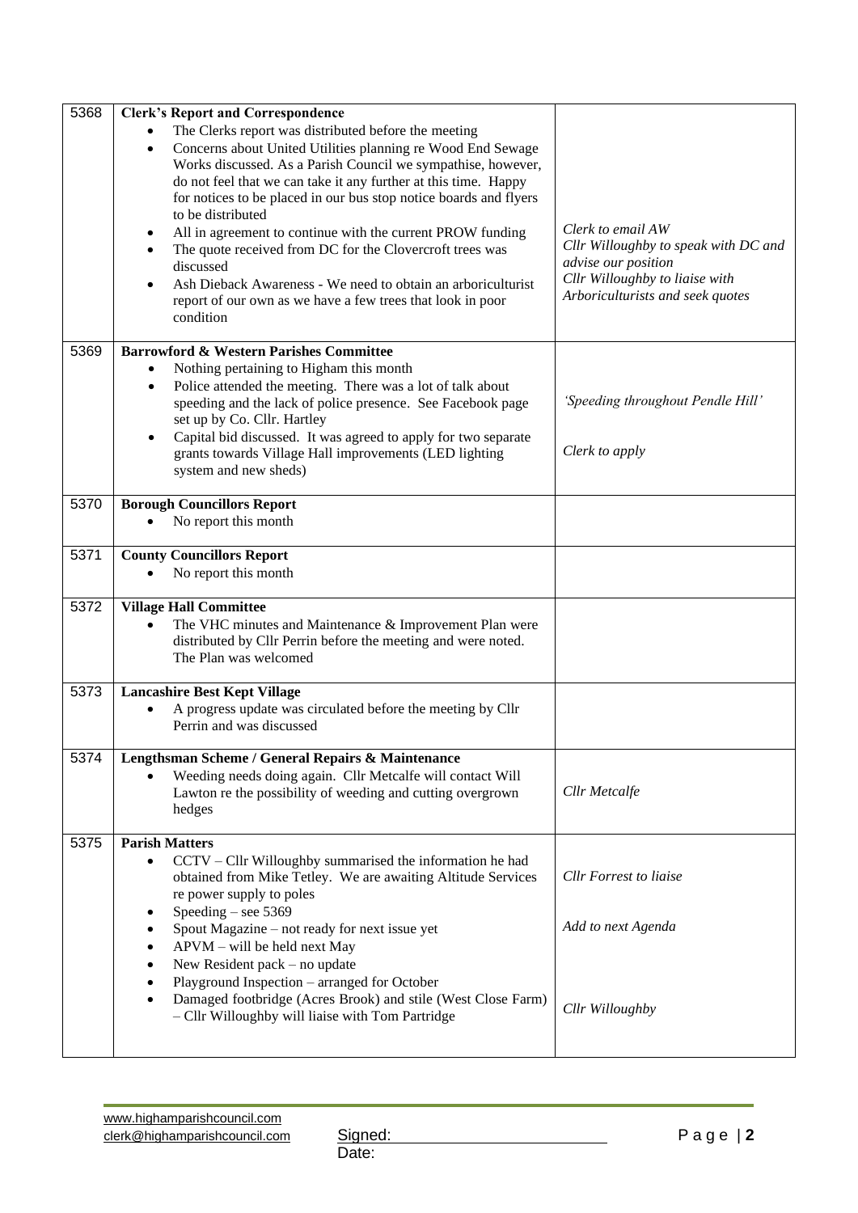| | | |
|---|---|---|
| 5368 | **Clerk's Report and Correspondence**<br>• The Clerks report was distributed before the meeting<br>• Concerns about United Utilities planning re Wood End Sewage Works discussed. As a Parish Council we sympathise, however, do not feel that we can take it any further at this time. Happy for notices to be placed in our bus stop notice boards and flyers to be distributed<br>• All in agreement to continue with the current PROW funding<br>• The quote received from DC for the Clovercroft trees was discussed<br>• Ash Dieback Awareness - We need to obtain an arboriculturist report of our own as we have a few trees that look in poor condition | *Clerk to email AW*<br>*Cllr Willoughby to speak with DC and advise our position*<br>*Cllr Willoughby to liaise with Arboriculturists and seek quotes* |
| 5369 | **Barrowford & Western Parishes Committee**<br>• Nothing pertaining to Higham this month<br>• Police attended the meeting. There was a lot of talk about speeding and the lack of police presence. See Facebook page set up by Co. Cllr. Hartley<br>• Capital bid discussed. It was agreed to apply for two separate grants towards Village Hall improvements (LED lighting system and new sheds) | *'Speeding throughout Pendle Hill'*<br>*Clerk to apply* |
| 5370 | **Borough Councillors Report**<br>• No report this month | |
| 5371 | **County Councillors Report**<br>• No report this month | |
| 5372 | **Village Hall Committee**<br>• The VHC minutes and Maintenance & Improvement Plan were distributed by Cllr Perrin before the meeting and were noted. The Plan was welcomed | |
| 5373 | **Lancashire Best Kept Village**<br>• A progress update was circulated before the meeting by Cllr Perrin and was discussed | |
| 5374 | **Lengthsman Scheme / General Repairs & Maintenance**<br>• Weeding needs doing again. Cllr Metcalfe will contact Will Lawton re the possibility of weeding and cutting overgrown hedges | *Cllr Metcalfe* |
| 5375 | **Parish Matters**<br>• CCTV – Cllr Willoughby summarised the information he had obtained from Mike Tetley. We are awaiting Altitude Services re power supply to poles<br>• Speeding – see 5369<br>• Spout Magazine – not ready for next issue yet<br>• APVM – will be held next May<br>• New Resident pack – no update<br>• Playground Inspection – arranged for October<br>• Damaged footbridge (Acres Brook) and stile (West Close Farm) – Cllr Willoughby will liaise with Tom Partridge | *Cllr Forrest to liaise*<br>*Add to next Agenda*<br>*Cllr Willoughby* |

www.highamparishcouncil.com
clerk@highamparishcouncil.com

Signed:
Date: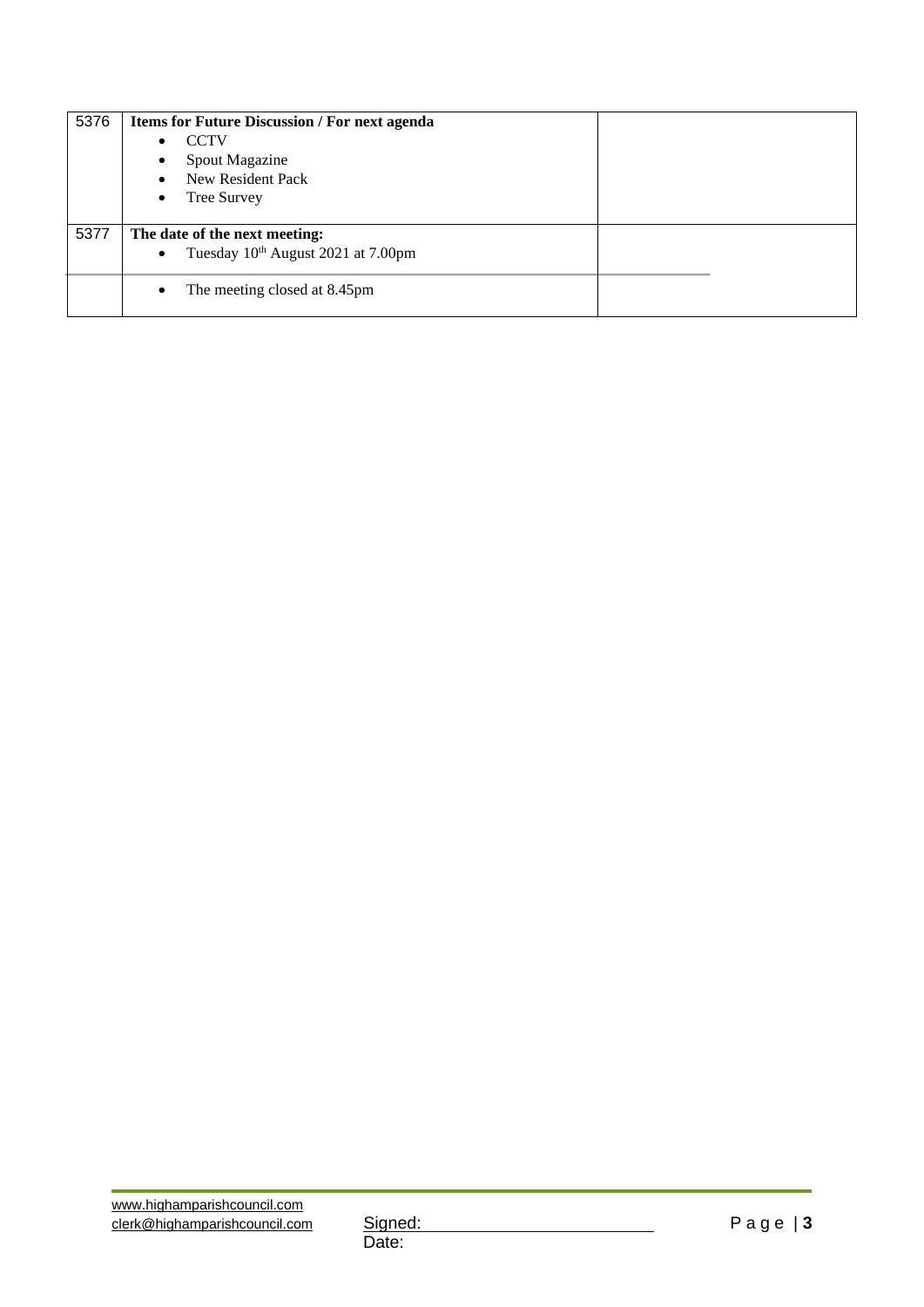| | | |
|---|---|---|
| 5376 | **Items for Future Discussion / For next agenda**<br>• CCTV<br>• Spout Magazine<br>• New Resident Pack<br>• Tree Survey | |
| 5377 | **The date of the next meeting:**<br>• Tuesday 10th August 2021 at 7.00pm | |
| | • The meeting closed at 8.45pm | |

Signed:
Date: